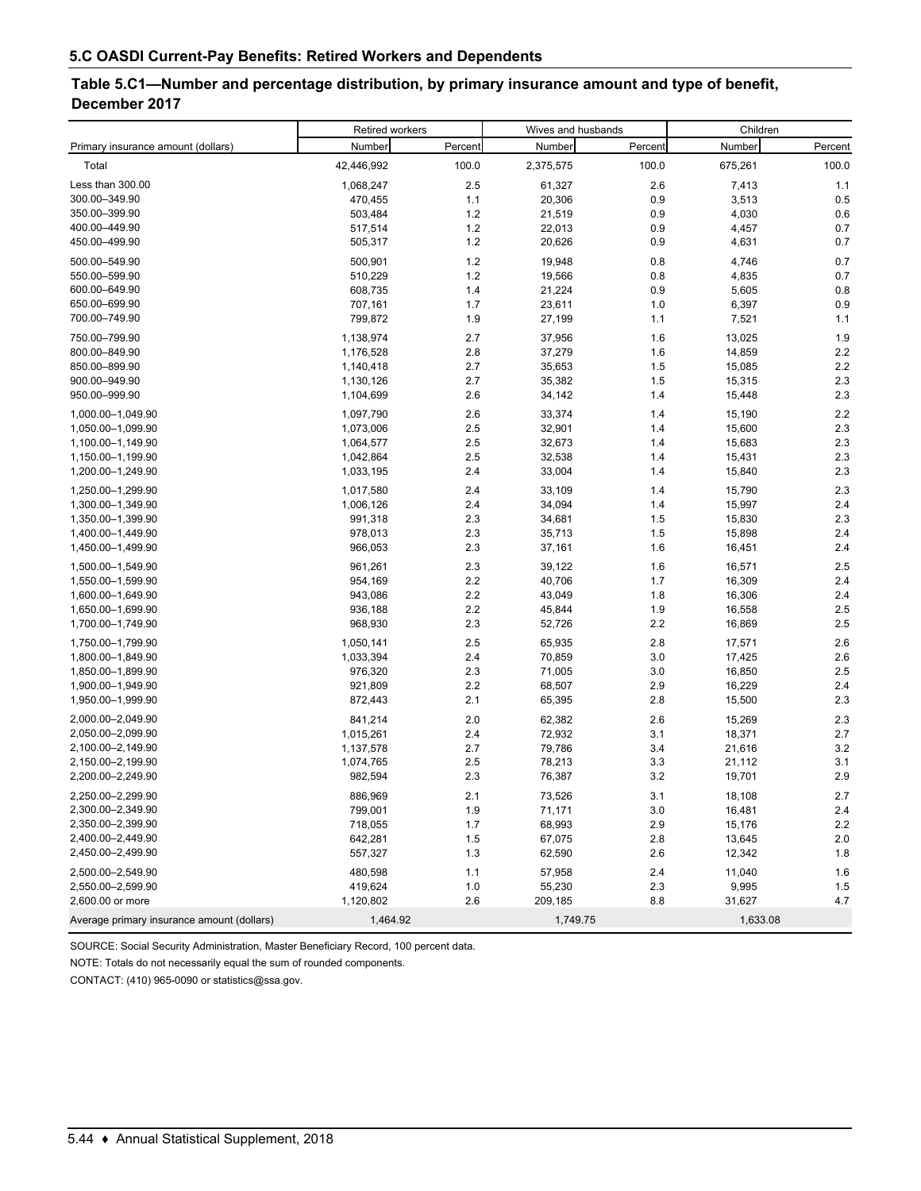## 5.C OASDI Current-Pay Benefits: Retired Workers and Dependents

### Table 5.C1—Number and percentage distribution, by primary insurance amount and type of benefit, December 2017

| Primary insurance amount (dollars) | Retired workers | | Wives and husbands | | Children | |
|---|---|---|---|---|---|---|
| | Number | Percent | Number | Percent | Number | Percent |
| Total | 42,446,992 | 100.0 | 2,375,575 | 100.0 | 675,261 | 100.0 |
| Less than 300.00 | 1,068,247 | 2.5 | 61,327 | 2.6 | 7,413 | 1.1 |
| 300.00–349.90 | 470,455 | 1.1 | 20,306 | 0.9 | 3,513 | 0.5 |
| 350.00–399.90 | 503,484 | 1.2 | 21,519 | 0.9 | 4,030 | 0.6 |
| 400.00–449.90 | 517,514 | 1.2 | 22,013 | 0.9 | 4,457 | 0.7 |
| 450.00–499.90 | 505,317 | 1.2 | 20,626 | 0.9 | 4,631 | 0.7 |
| 500.00–549.90 | 500,901 | 1.2 | 19,948 | 0.8 | 4,746 | 0.7 |
| 550.00–599.90 | 510,229 | 1.2 | 19,566 | 0.8 | 4,835 | 0.7 |
| 600.00–649.90 | 608,735 | 1.4 | 21,224 | 0.9 | 5,605 | 0.8 |
| 650.00–699.90 | 707,161 | 1.7 | 23,611 | 1.0 | 6,397 | 0.9 |
| 700.00–749.90 | 799,872 | 1.9 | 27,199 | 1.1 | 7,521 | 1.1 |
| 750.00–799.90 | 1,138,974 | 2.7 | 37,956 | 1.6 | 13,025 | 1.9 |
| 800.00–849.90 | 1,176,528 | 2.8 | 37,279 | 1.6 | 14,859 | 2.2 |
| 850.00–899.90 | 1,140,418 | 2.7 | 35,653 | 1.5 | 15,085 | 2.2 |
| 900.00–949.90 | 1,130,126 | 2.7 | 35,382 | 1.5 | 15,315 | 2.3 |
| 950.00–999.90 | 1,104,699 | 2.6 | 34,142 | 1.4 | 15,448 | 2.3 |
| 1,000.00–1,049.90 | 1,097,790 | 2.6 | 33,374 | 1.4 | 15,190 | 2.2 |
| 1,050.00–1,099.90 | 1,073,006 | 2.5 | 32,901 | 1.4 | 15,600 | 2.3 |
| 1,100.00–1,149.90 | 1,064,577 | 2.5 | 32,673 | 1.4 | 15,683 | 2.3 |
| 1,150.00–1,199.90 | 1,042,864 | 2.5 | 32,538 | 1.4 | 15,431 | 2.3 |
| 1,200.00–1,249.90 | 1,033,195 | 2.4 | 33,004 | 1.4 | 15,840 | 2.3 |
| 1,250.00–1,299.90 | 1,017,580 | 2.4 | 33,109 | 1.4 | 15,790 | 2.3 |
| 1,300.00–1,349.90 | 1,006,126 | 2.4 | 34,094 | 1.4 | 15,997 | 2.4 |
| 1,350.00–1,399.90 | 991,318 | 2.3 | 34,681 | 1.5 | 15,830 | 2.3 |
| 1,400.00–1,449.90 | 978,013 | 2.3 | 35,713 | 1.5 | 15,898 | 2.4 |
| 1,450.00–1,499.90 | 966,053 | 2.3 | 37,161 | 1.6 | 16,451 | 2.4 |
| 1,500.00–1,549.90 | 961,261 | 2.3 | 39,122 | 1.6 | 16,571 | 2.5 |
| 1,550.00–1,599.90 | 954,169 | 2.2 | 40,706 | 1.7 | 16,309 | 2.4 |
| 1,600.00–1,649.90 | 943,086 | 2.2 | 43,049 | 1.8 | 16,306 | 2.4 |
| 1,650.00–1,699.90 | 936,188 | 2.2 | 45,844 | 1.9 | 16,558 | 2.5 |
| 1,700.00–1,749.90 | 968,930 | 2.3 | 52,726 | 2.2 | 16,869 | 2.5 |
| 1,750.00–1,799.90 | 1,050,141 | 2.5 | 65,935 | 2.8 | 17,571 | 2.6 |
| 1,800.00–1,849.90 | 1,033,394 | 2.4 | 70,859 | 3.0 | 17,425 | 2.6 |
| 1,850.00–1,899.90 | 976,320 | 2.3 | 71,005 | 3.0 | 16,850 | 2.5 |
| 1,900.00–1,949.90 | 921,809 | 2.2 | 68,507 | 2.9 | 16,229 | 2.4 |
| 1,950.00–1,999.90 | 872,443 | 2.1 | 65,395 | 2.8 | 15,500 | 2.3 |
| 2,000.00–2,049.90 | 841,214 | 2.0 | 62,382 | 2.6 | 15,269 | 2.3 |
| 2,050.00–2,099.90 | 1,015,261 | 2.4 | 72,932 | 3.1 | 18,371 | 2.7 |
| 2,100.00–2,149.90 | 1,137,578 | 2.7 | 79,786 | 3.4 | 21,616 | 3.2 |
| 2,150.00–2,199.90 | 1,074,765 | 2.5 | 78,213 | 3.3 | 21,112 | 3.1 |
| 2,200.00–2,249.90 | 982,594 | 2.3 | 76,387 | 3.2 | 19,701 | 2.9 |
| 2,250.00–2,299.90 | 886,969 | 2.1 | 73,526 | 3.1 | 18,108 | 2.7 |
| 2,300.00–2,349.90 | 799,001 | 1.9 | 71,171 | 3.0 | 16,481 | 2.4 |
| 2,350.00–2,399.90 | 718,055 | 1.7 | 68,993 | 2.9 | 15,176 | 2.2 |
| 2,400.00–2,449.90 | 642,281 | 1.5 | 67,075 | 2.8 | 13,645 | 2.0 |
| 2,450.00–2,499.90 | 557,327 | 1.3 | 62,590 | 2.6 | 12,342 | 1.8 |
| 2,500.00–2,549.90 | 480,598 | 1.1 | 57,958 | 2.4 | 11,040 | 1.6 |
| 2,550.00–2,599.90 | 419,624 | 1.0 | 55,230 | 2.3 | 9,995 | 1.5 |
| 2,600.00 or more | 1,120,802 | 2.6 | 209,185 | 8.8 | 31,627 | 4.7 |
| Average primary insurance amount (dollars) | 1,464.92 | | 1,749.75 | | 1,633.08 | |

SOURCE: Social Security Administration, Master Beneficiary Record, 100 percent data.

NOTE: Totals do not necessarily equal the sum of rounded components.

CONTACT: (410) 965-0090 or statistics@ssa.gov.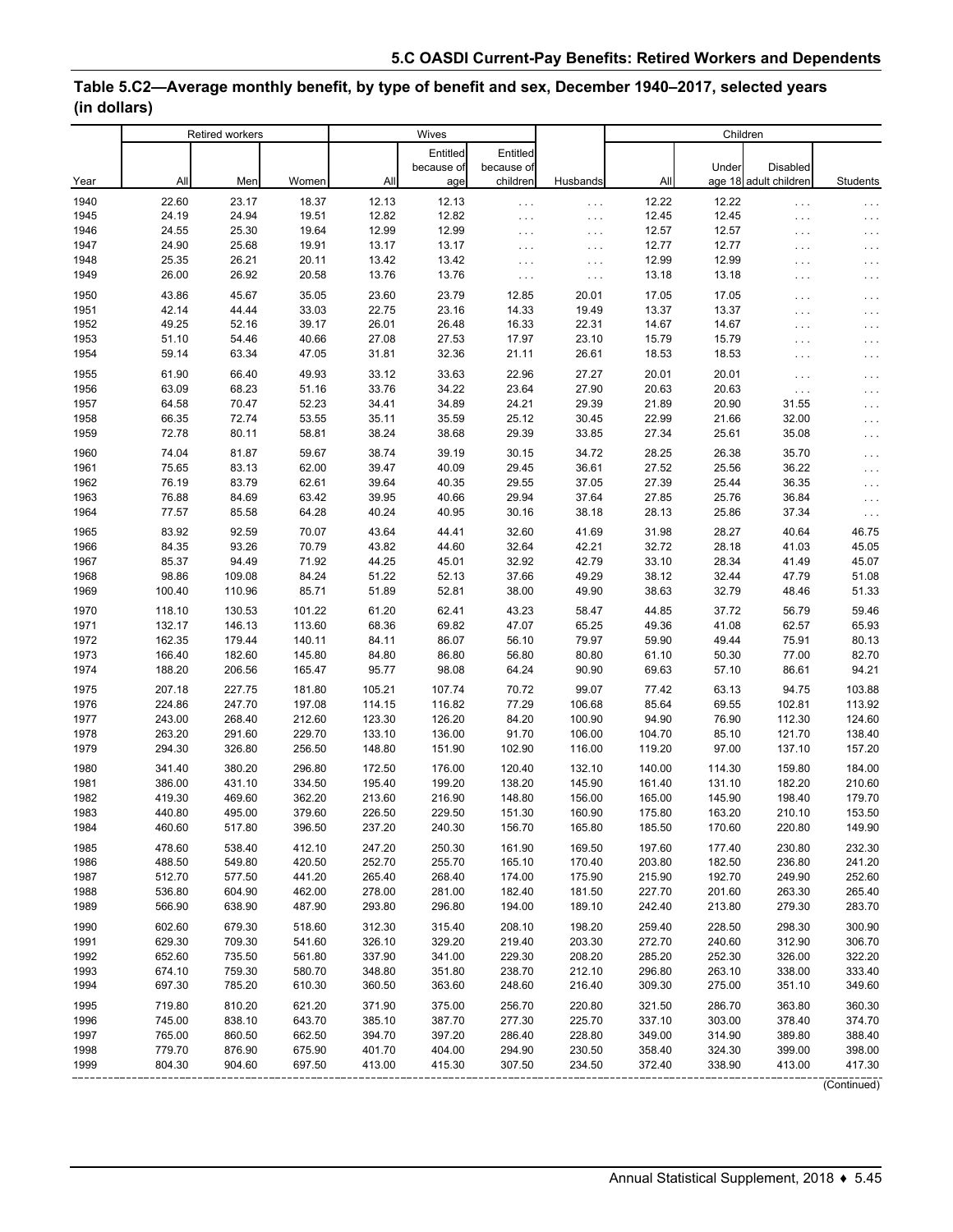## Table 5.C2—Average monthly benefit, by type of benefit and sex, December 1940–2017, selected years (in dollars)

| Year | Retired workers | | | Wives | | | Husbands | Children | | | |
|---|---|---|---|---|---|---|---|---|---|---|---|
| | All | Men | Women | All | Entitled because of age | Entitled because of children | | All | Under age 18 | Disabled adult children | Students |
| 1940 | 22.60 | 23.17 | 18.37 | 12.13 | 12.13 | . . . | . . . | 12.22 | 12.22 | . . . | . . . |
| 1945 | 24.19 | 24.94 | 19.51 | 12.82 | 12.82 | . . . | . . . | 12.45 | 12.45 | . . . | . . . |
| 1946 | 24.55 | 25.30 | 19.64 | 12.99 | 12.99 | . . . | . . . | 12.57 | 12.57 | . . . | . . . |
| 1947 | 24.90 | 25.68 | 19.91 | 13.17 | 13.17 | . . . | . . . | 12.77 | 12.77 | . . . | . . . |
| 1948 | 25.35 | 26.21 | 20.11 | 13.42 | 13.42 | . . . | . . . | 12.99 | 12.99 | . . . | . . . |
| 1949 | 26.00 | 26.92 | 20.58 | 13.76 | 13.76 | . . . | . . . | 13.18 | 13.18 | . . . | . . . |
| 1950 | 43.86 | 45.67 | 35.05 | 23.60 | 23.79 | 12.85 | 20.01 | 17.05 | 17.05 | . . . | . . . |
| 1951 | 42.14 | 44.44 | 33.03 | 22.75 | 23.16 | 14.33 | 19.49 | 13.37 | 13.37 | . . . | . . . |
| 1952 | 49.25 | 52.16 | 39.17 | 26.01 | 26.48 | 16.33 | 22.31 | 14.67 | 14.67 | . . . | . . . |
| 1953 | 51.10 | 54.46 | 40.66 | 27.08 | 27.53 | 17.97 | 23.10 | 15.79 | 15.79 | . . . | . . . |
| 1954 | 59.14 | 63.34 | 47.05 | 31.81 | 32.36 | 21.11 | 26.61 | 18.53 | 18.53 | . . . | . . . |
| 1955 | 61.90 | 66.40 | 49.93 | 33.12 | 33.63 | 22.96 | 27.27 | 20.01 | 20.01 | . . . | . . . |
| 1956 | 63.09 | 68.23 | 51.16 | 33.76 | 34.22 | 23.64 | 27.90 | 20.63 | 20.63 | . . . | . . . |
| 1957 | 64.58 | 70.47 | 52.23 | 34.41 | 34.89 | 24.21 | 29.39 | 21.89 | 20.90 | 31.55 | . . . |
| 1958 | 66.35 | 72.74 | 53.55 | 35.11 | 35.59 | 25.12 | 30.45 | 22.99 | 21.66 | 32.00 | . . . |
| 1959 | 72.78 | 80.11 | 58.81 | 38.24 | 38.68 | 29.39 | 33.85 | 27.34 | 25.61 | 35.08 | . . . |
| 1960 | 74.04 | 81.87 | 59.67 | 38.74 | 39.19 | 30.15 | 34.72 | 28.25 | 26.38 | 35.70 | . . . |
| 1961 | 75.65 | 83.13 | 62.00 | 39.47 | 40.09 | 29.45 | 36.61 | 27.52 | 25.56 | 36.22 | . . . |
| 1962 | 76.19 | 83.79 | 62.61 | 39.64 | 40.35 | 29.55 | 37.05 | 27.39 | 25.44 | 36.35 | . . . |
| 1963 | 76.88 | 84.69 | 63.42 | 39.95 | 40.66 | 29.94 | 37.64 | 27.85 | 25.76 | 36.84 | . . . |
| 1964 | 77.57 | 85.58 | 64.28 | 40.24 | 40.95 | 30.16 | 38.18 | 28.13 | 25.86 | 37.34 | . . . |
| 1965 | 83.92 | 92.59 | 70.07 | 43.64 | 44.41 | 32.60 | 41.69 | 31.98 | 28.27 | 40.64 | 46.75 |
| 1966 | 84.35 | 93.26 | 70.79 | 43.82 | 44.60 | 32.64 | 42.21 | 32.72 | 28.18 | 41.03 | 45.05 |
| 1967 | 85.37 | 94.49 | 71.92 | 44.25 | 45.01 | 32.92 | 42.79 | 33.10 | 28.34 | 41.49 | 45.07 |
| 1968 | 98.86 | 109.08 | 84.24 | 51.22 | 52.13 | 37.66 | 49.29 | 38.12 | 32.44 | 47.79 | 51.08 |
| 1969 | 100.40 | 110.96 | 85.71 | 51.89 | 52.81 | 38.00 | 49.90 | 38.63 | 32.79 | 48.46 | 51.33 |
| 1970 | 118.10 | 130.53 | 101.22 | 61.20 | 62.41 | 43.23 | 58.47 | 44.85 | 37.72 | 56.79 | 59.46 |
| 1971 | 132.17 | 146.13 | 113.60 | 68.36 | 69.82 | 47.07 | 65.25 | 49.36 | 41.08 | 62.57 | 65.93 |
| 1972 | 162.35 | 179.44 | 140.11 | 84.11 | 86.07 | 56.10 | 79.97 | 59.90 | 49.44 | 75.91 | 80.13 |
| 1973 | 166.40 | 182.60 | 145.80 | 84.80 | 86.80 | 56.80 | 80.80 | 61.10 | 50.30 | 77.00 | 82.70 |
| 1974 | 188.20 | 206.56 | 165.47 | 95.77 | 98.08 | 64.24 | 90.90 | 69.63 | 57.10 | 86.61 | 94.21 |
| 1975 | 207.18 | 227.75 | 181.80 | 105.21 | 107.74 | 70.72 | 99.07 | 77.42 | 63.13 | 94.75 | 103.88 |
| 1976 | 224.86 | 247.70 | 197.08 | 114.15 | 116.82 | 77.29 | 106.68 | 85.64 | 69.55 | 102.81 | 113.92 |
| 1977 | 243.00 | 268.40 | 212.60 | 123.30 | 126.20 | 84.20 | 100.90 | 94.90 | 76.90 | 112.30 | 124.60 |
| 1978 | 263.20 | 291.60 | 229.70 | 133.10 | 136.00 | 91.70 | 106.00 | 104.70 | 85.10 | 121.70 | 138.40 |
| 1979 | 294.30 | 326.80 | 256.50 | 148.80 | 151.90 | 102.90 | 116.00 | 119.20 | 97.00 | 137.10 | 157.20 |
| 1980 | 341.40 | 380.20 | 296.80 | 172.50 | 176.00 | 120.40 | 132.10 | 140.00 | 114.30 | 159.80 | 184.00 |
| 1981 | 386.00 | 431.10 | 334.50 | 195.40 | 199.20 | 138.20 | 145.90 | 161.40 | 131.10 | 182.20 | 210.60 |
| 1982 | 419.30 | 469.60 | 362.20 | 213.60 | 216.90 | 148.80 | 156.00 | 165.00 | 145.90 | 198.40 | 179.70 |
| 1983 | 440.80 | 495.00 | 379.60 | 226.50 | 229.50 | 151.30 | 160.90 | 175.80 | 163.20 | 210.10 | 153.50 |
| 1984 | 460.60 | 517.80 | 396.50 | 237.20 | 240.30 | 156.70 | 165.80 | 185.50 | 170.60 | 220.80 | 149.90 |
| 1985 | 478.60 | 538.40 | 412.10 | 247.20 | 250.30 | 161.90 | 169.50 | 197.60 | 177.40 | 230.80 | 232.30 |
| 1986 | 488.50 | 549.80 | 420.50 | 252.70 | 255.70 | 165.10 | 170.40 | 203.80 | 182.50 | 236.80 | 241.20 |
| 1987 | 512.70 | 577.50 | 441.20 | 265.40 | 268.40 | 174.00 | 175.90 | 215.90 | 192.70 | 249.90 | 252.60 |
| 1988 | 536.80 | 604.90 | 462.00 | 278.00 | 281.00 | 182.40 | 181.50 | 227.70 | 201.60 | 263.30 | 265.40 |
| 1989 | 566.90 | 638.90 | 487.90 | 293.80 | 296.80 | 194.00 | 189.10 | 242.40 | 213.80 | 279.30 | 283.70 |
| 1990 | 602.60 | 679.30 | 518.60 | 312.30 | 315.40 | 208.10 | 198.20 | 259.40 | 228.50 | 298.30 | 300.90 |
| 1991 | 629.30 | 709.30 | 541.60 | 326.10 | 329.20 | 219.40 | 203.30 | 272.70 | 240.60 | 312.90 | 306.70 |
| 1992 | 652.60 | 735.50 | 561.80 | 337.90 | 341.00 | 229.30 | 208.20 | 285.20 | 252.30 | 326.00 | 322.20 |
| 1993 | 674.10 | 759.30 | 580.70 | 348.80 | 351.80 | 238.70 | 212.10 | 296.80 | 263.10 | 338.00 | 333.40 |
| 1994 | 697.30 | 785.20 | 610.30 | 360.50 | 363.60 | 248.60 | 216.40 | 309.30 | 275.00 | 351.10 | 349.60 |
| 1995 | 719.80 | 810.20 | 621.20 | 371.90 | 375.00 | 256.70 | 220.80 | 321.50 | 286.70 | 363.80 | 360.30 |
| 1996 | 745.00 | 838.10 | 643.70 | 385.10 | 387.70 | 277.30 | 225.70 | 337.10 | 303.00 | 378.40 | 374.70 |
| 1997 | 765.00 | 860.50 | 662.50 | 394.70 | 397.20 | 286.40 | 228.80 | 349.00 | 314.90 | 389.80 | 388.40 |
| 1998 | 779.70 | 876.90 | 675.90 | 401.70 | 404.00 | 294.90 | 230.50 | 358.40 | 324.30 | 399.00 | 398.00 |
| 1999 | 804.30 | 904.60 | 697.50 | 413.00 | 415.30 | 307.50 | 234.50 | 372.40 | 338.90 | 413.00 | 417.30 |

(Continued)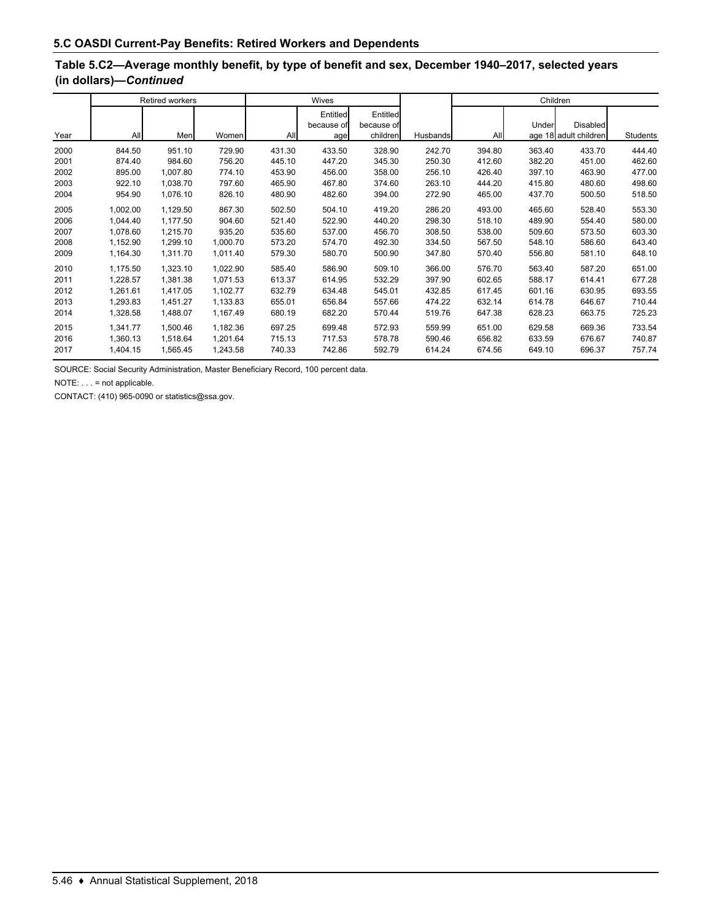## 5.C OASDI Current-Pay Benefits: Retired Workers and Dependents

### Table 5.C2—Average monthly benefit, by type of benefit and sex, December 1940–2017, selected years (in dollars)—*Continued*

| | Retired workers | | | Wives | | | | Children | | | |
|---|---|---|---|---|---|---|---|---|---|---|---|
| Year | All | Men | Women | All | Entitled because of age | Entitled because of children | Husbands | All | Under age 18 | Disabled adult children | Students |
| 2000 | 844.50 | 951.10 | 729.90 | 431.30 | 433.50 | 328.90 | 242.70 | 394.80 | 363.40 | 433.70 | 444.40 |
| 2001 | 874.40 | 984.60 | 756.20 | 445.10 | 447.20 | 345.30 | 250.30 | 412.60 | 382.20 | 451.00 | 462.60 |
| 2002 | 895.00 | 1,007.80 | 774.10 | 453.90 | 456.00 | 358.00 | 256.10 | 426.40 | 397.10 | 463.90 | 477.00 |
| 2003 | 922.10 | 1,038.70 | 797.60 | 465.90 | 467.80 | 374.60 | 263.10 | 444.20 | 415.80 | 480.60 | 498.60 |
| 2004 | 954.90 | 1,076.10 | 826.10 | 480.90 | 482.60 | 394.00 | 272.90 | 465.00 | 437.70 | 500.50 | 518.50 |
| 2005 | 1,002.00 | 1,129.50 | 867.30 | 502.50 | 504.10 | 419.20 | 286.20 | 493.00 | 465.60 | 528.40 | 553.30 |
| 2006 | 1,044.40 | 1,177.50 | 904.60 | 521.40 | 522.90 | 440.20 | 298.30 | 518.10 | 489.90 | 554.40 | 580.00 |
| 2007 | 1,078.60 | 1,215.70 | 935.20 | 535.60 | 537.00 | 456.70 | 308.50 | 538.00 | 509.60 | 573.50 | 603.30 |
| 2008 | 1,152.90 | 1,299.10 | 1,000.70 | 573.20 | 574.70 | 492.30 | 334.50 | 567.50 | 548.10 | 586.60 | 643.40 |
| 2009 | 1,164.30 | 1,311.70 | 1,011.40 | 579.30 | 580.70 | 500.90 | 347.80 | 570.40 | 556.80 | 581.10 | 648.10 |
| 2010 | 1,175.50 | 1,323.10 | 1,022.90 | 585.40 | 586.90 | 509.10 | 366.00 | 576.70 | 563.40 | 587.20 | 651.00 |
| 2011 | 1,228.57 | 1,381.38 | 1,071.53 | 613.37 | 614.95 | 532.29 | 397.90 | 602.65 | 588.17 | 614.41 | 677.28 |
| 2012 | 1,261.61 | 1,417.05 | 1,102.77 | 632.79 | 634.48 | 545.01 | 432.85 | 617.45 | 601.16 | 630.95 | 693.55 |
| 2013 | 1,293.83 | 1,451.27 | 1,133.83 | 655.01 | 656.84 | 557.66 | 474.22 | 632.14 | 614.78 | 646.67 | 710.44 |
| 2014 | 1,328.58 | 1,488.07 | 1,167.49 | 680.19 | 682.20 | 570.44 | 519.76 | 647.38 | 628.23 | 663.75 | 725.23 |
| 2015 | 1,341.77 | 1,500.46 | 1,182.36 | 697.25 | 699.48 | 572.93 | 559.99 | 651.00 | 629.58 | 669.36 | 733.54 |
| 2016 | 1,360.13 | 1,518.64 | 1,201.64 | 715.13 | 717.53 | 578.78 | 590.46 | 656.82 | 633.59 | 676.67 | 740.87 |
| 2017 | 1,404.15 | 1,565.45 | 1,243.58 | 740.33 | 742.86 | 592.79 | 614.24 | 674.56 | 649.10 | 696.37 | 757.74 |

SOURCE: Social Security Administration, Master Beneficiary Record, 100 percent data.

NOTE: . . . = not applicable.

CONTACT: (410) 965-0090 or statistics@ssa.gov.